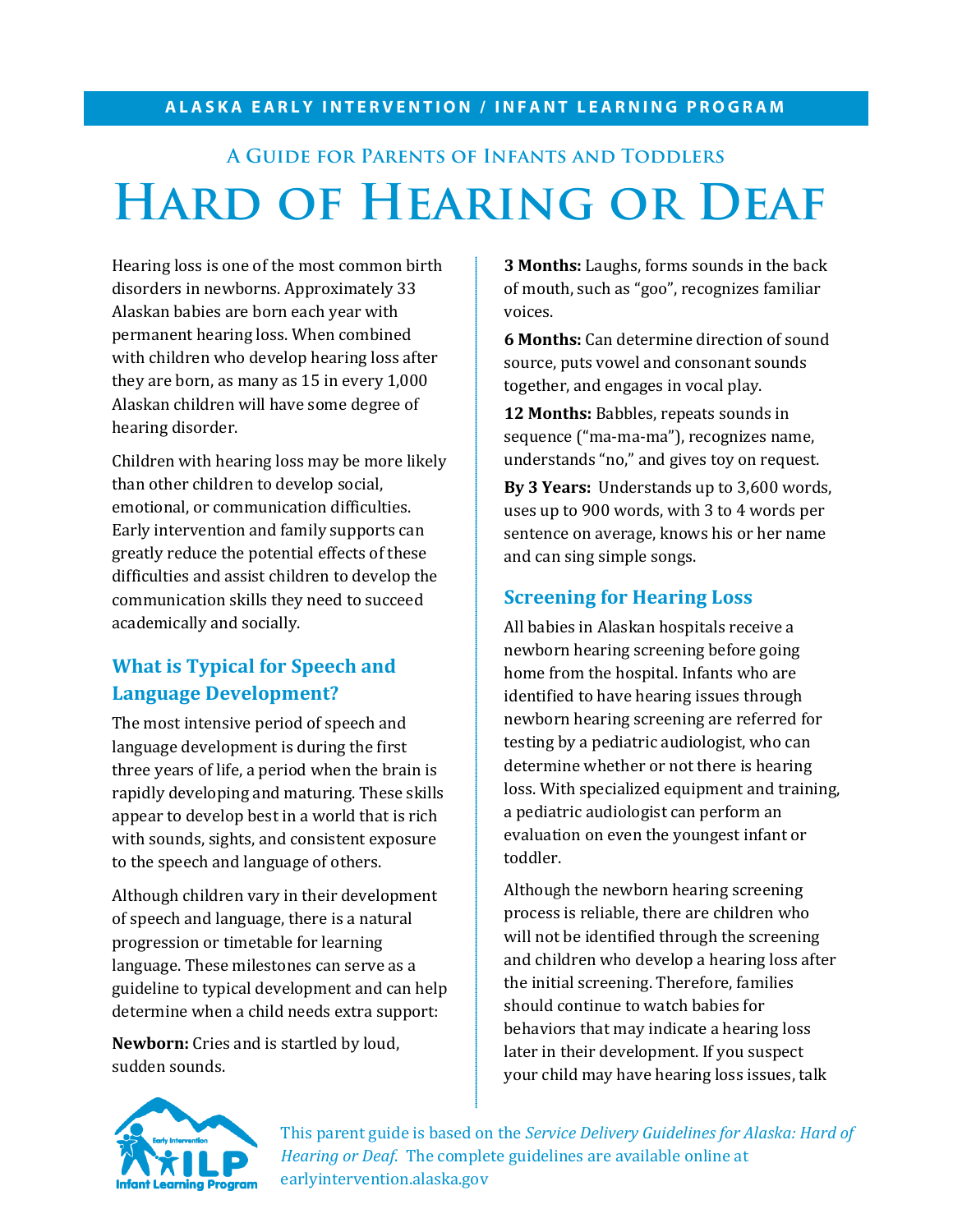**ALASKA EARLY INTERVENTION / INFANT LEARNING PROGRAM**

### A Guide for Parents of Infants and Toddlers

# Hard of Hearing or Deaf

Hearing loss is one of the most common birth disorders in newborns. Approximately 33 Alaskan babies are born each year with permanent hearing loss. When combined with children who develop hearing loss after they are born, as many as 15 in every 1,000 Alaskan children will have some degree of hearing disorder.

Children with hearing loss may be more likely than other children to develop social, emotional, or communication difficulties. Early intervention and family supports can greatly reduce the potential effects of these difficulties and assist children to develop the communication skills they need to succeed academically and socially.

## What is Typical for Speech and Language Development?

The most intensive period of speech and language development is during the first three years of life, a period when the brain is rapidly developing and maturing. These skills appear to develop best in a world that is rich with sounds, sights, and consistent exposure to the speech and language of others.

Although children vary in their development of speech and language, there is a natural progression or timetable for learning language. These milestones can serve as a guideline to typical development and can help determine when a child needs extra support:

**Newborn:** Cries and is startled by loud, sudden sounds.

**3 Months:** Laughs, forms sounds in the back of mouth, such as "goo", recognizes familiar voices.

**6 Months:** Can determine direction of sound source, puts vowel and consonant sounds together, and engages in vocal play.

**12 Months:** Babbles, repeats sounds in sequence ("ma-ma-ma"), recognizes name, understands "no," and gives toy on request.

**By 3 Years:** Understands up to 3,600 words, uses up to 900 words, with 3 to 4 words per sentence on average, knows his or her name and can sing simple songs.

## Screening for Hearing Loss

All babies in Alaskan hospitals receive a newborn hearing screening before going home from the hospital. Infants who are identified to have hearing issues through newborn hearing screening are referred for testing by a pediatric audiologist, who can determine whether or not there is hearing loss. With specialized equipment and training, a pediatric audiologist can perform an evaluation on even the youngest infant or toddler.

Although the newborn hearing screening process is reliable, there are children who will not be identified through the screening and children who develop a hearing loss after the initial screening. Therefore, families should continue to watch babies for behaviors that may indicate a hearing loss later in their development. If you suspect your child may have hearing loss issues, talk

This parent guide is based on the *Service Delivery Guidelines for Alaska: Hard of Hearing or Deaf.* The complete guidelines are available online at earlyintervention.alaska.gov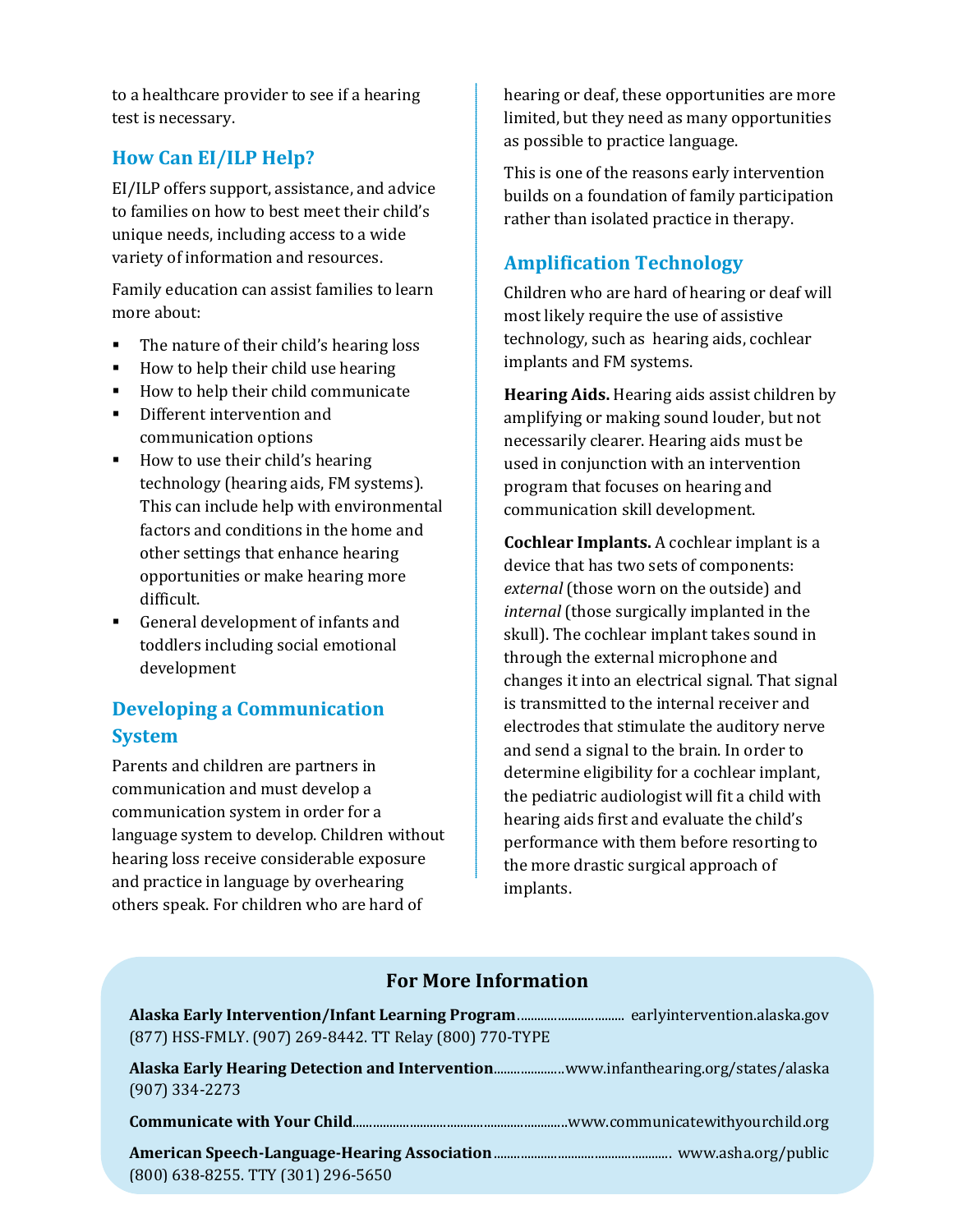to a healthcare provider to see if a hearing test is necessary.

## How Can EI/ILP Help?

EI/ILP offers support, assistance, and advice to families on how to best meet their child's unique needs, including access to a wide variety of information and resources.

Family education can assist families to learn more about:

- The nature of their child's hearing loss
- How to help their child use hearing
- How to help their child communicate
- Different intervention and communication options
- How to use their child's hearing technology (hearing aids, FM systems). This can include help with environmental factors and conditions in the home and other settings that enhance hearing opportunities or make hearing more difficult.
- General development of infants and toddlers including social emotional development

## Developing a Communication System

Parents and children are partners in communication and must develop a communication system in order for a language system to develop. Children without hearing loss receive considerable exposure and practice in language by overhearing others speak. For children who are hard of hearing or deaf, these opportunities are more limited, but they need as many opportunities as possible to practice language.

This is one of the reasons early intervention builds on a foundation of family participation rather than isolated practice in therapy.

## Amplification Technology

Children who are hard of hearing or deaf will most likely require the use of assistive technology, such as hearing aids, cochlear implants and FM systems.

**Hearing Aids.** Hearing aids assist children by amplifying or making sound louder, but not necessarily clearer. Hearing aids must be used in conjunction with an intervention program that focuses on hearing and communication skill development.

**Cochlear Implants.** A cochlear implant is a device that has two sets of components: *external* (those worn on the outside) and *internal* (those surgically implanted in the skull). The cochlear implant takes sound in through the external microphone and changes it into an electrical signal. That signal is transmitted to the internal receiver and electrodes that stimulate the auditory nerve and send a signal to the brain. In order to determine eligibility for a cochlear implant, the pediatric audiologist will fit a child with hearing aids first and evaluate the child's performance with them before resorting to the more drastic surgical approach of implants.

## For More Information

**Alaska Early Intervention/Infant Learning Program**.................................. earlyintervention.alaska.gov
(877) HSS-FMLY. (907) 269-8442. TT Relay (800) 770-TYPE

**Alaska Early Hearing Detection and Intervention**......................www.infanthearing.org/states/alaska
(907) 334-2273

**Communicate with Your Child**..................................................................www.communicatewithyourchild.org

**American Speech-Language-Hearing Association**...................................................... www.asha.org/public
(800) 638-8255. TTY (301) 296-5650